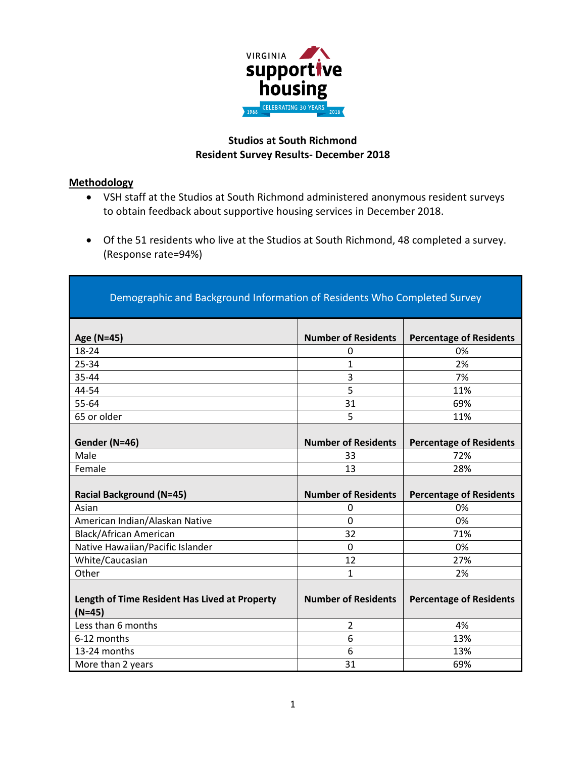VIRGINIA supportive housing

CELEBRATING 30 YEARS 1988 2018

**Studios at South Richmond**
**Resident Survey Results- December 2018**

## Methodology

- VSH staff at the Studios at South Richmond administered anonymous resident surveys to obtain feedback about supportive housing services in December 2018.
- Of the 51 residents who live at the Studios at South Richmond, 48 completed a survey. (Response rate=94%)

| Demographic and Background Information of Residents Who Completed Survey | | |
|---|---|---|
| **Age (N=45)** | **Number of Residents** | **Percentage of Residents** |
| 18-24 | 0 | 0% |
| 25-34 | 1 | 2% |
| 35-44 | 3 | 7% |
| 44-54 | 5 | 11% |
| 55-64 | 31 | 69% |
| 65 or older | 5 | 11% |
| **Gender (N=46)** | **Number of Residents** | **Percentage of Residents** |
| Male | 33 | 72% |
| Female | 13 | 28% |
| **Racial Background (N=45)** | **Number of Residents** | **Percentage of Residents** |
| Asian | 0 | 0% |
| American Indian/Alaskan Native | 0 | 0% |
| Black/African American | 32 | 71% |
| Native Hawaiian/Pacific Islander | 0 | 0% |
| White/Caucasian | 12 | 27% |
| Other | 1 | 2% |
| **Length of Time Resident Has Lived at Property (N=45)** | **Number of Residents** | **Percentage of Residents** |
| Less than 6 months | 2 | 4% |
| 6-12 months | 6 | 13% |
| 13-24 months | 6 | 13% |
| More than 2 years | 31 | 69% |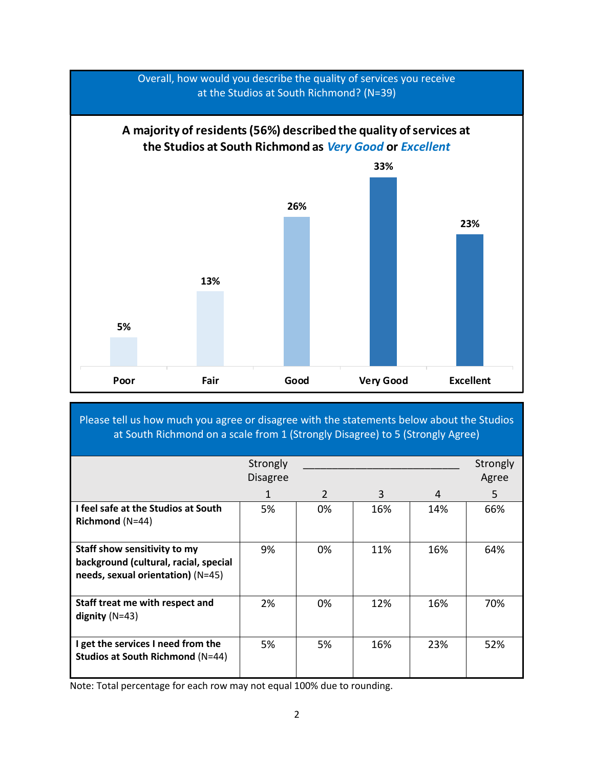Overall, how would you describe the quality of services you receive at the Studios at South Richmond? (N=39)

**A majority of residents (56%) described the quality of services at the Studios at South Richmond as *Very Good* or *Excellent***

| Poor | Fair | Good | Very Good | Excellent |
|---|---|---|---|---|
| 5% | 13% | 26% | 33% | 23% |

Please tell us how much you agree or disagree with the statements below about the Studios at South Richmond on a scale from 1 (Strongly Disagree) to 5 (Strongly Agree)

| | Strongly Disagree 1 | 2 | 3 | 4 | Strongly Agree 5 |
|---|---|---|---|---|---|
| **I feel safe at the Studios at South Richmond** (N=44) | 5% | 0% | 16% | 14% | 66% |
| **Staff show sensitivity to my background (cultural, racial, special needs, sexual orientation)** (N=45) | 9% | 0% | 11% | 16% | 64% |
| **Staff treat me with respect and dignity** (N=43) | 2% | 0% | 12% | 16% | 70% |
| **I get the services I need from the Studios at South Richmond** (N=44) | 5% | 5% | 16% | 23% | 52% |

Note: Total percentage for each row may not equal 100% due to rounding.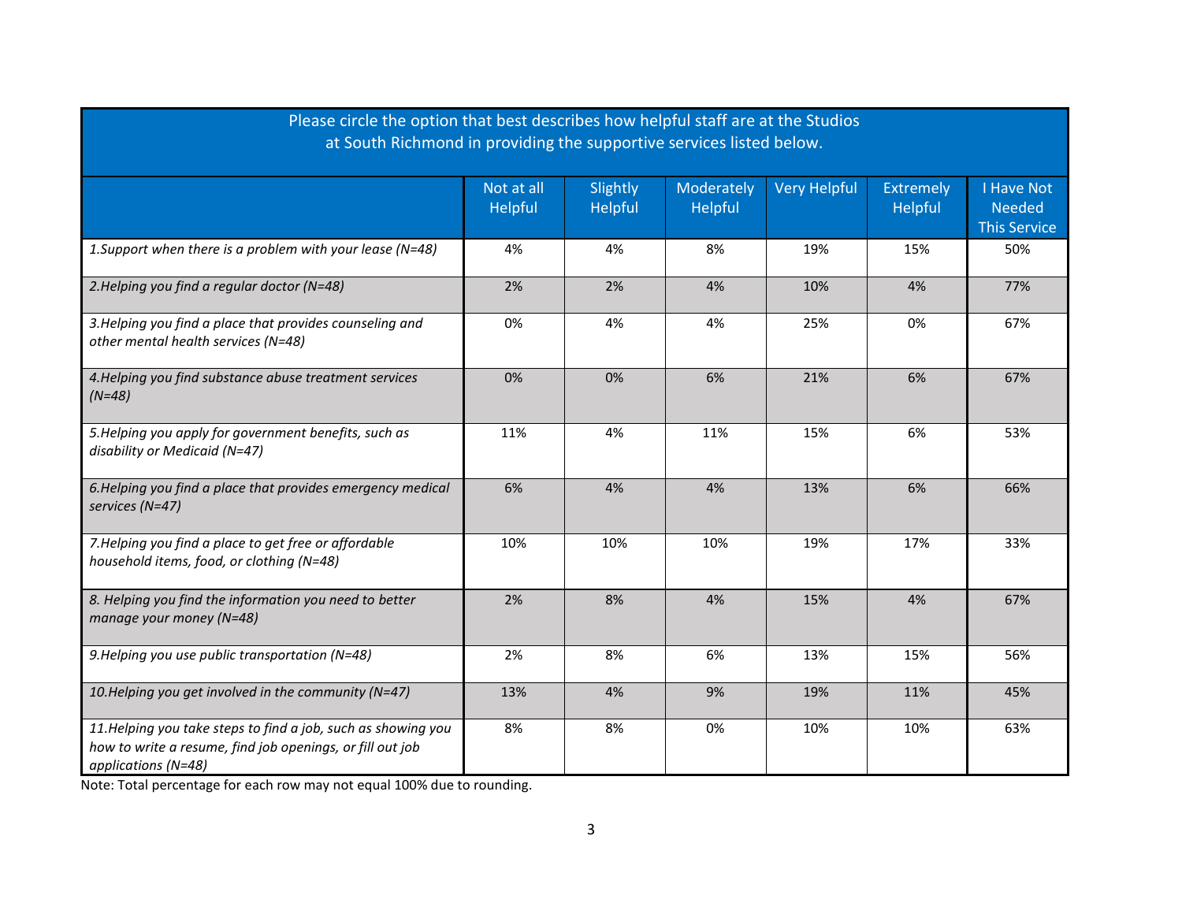| Please circle the option that best describes how helpful staff are at the Studios at South Richmond in providing the supportive services listed below. | Not at all Helpful | Slightly Helpful | Moderately Helpful | Very Helpful | Extremely Helpful | I Have Not Needed This Service |
|---|---|---|---|---|---|---|
| *1.Support when there is a problem with your lease (N=48)* | 4% | 4% | 8% | 19% | 15% | 50% |
| *2.Helping you find a regular doctor (N=48)* | 2% | 2% | 4% | 10% | 4% | 77% |
| *3.Helping you find a place that provides counseling and other mental health services (N=48)* | 0% | 4% | 4% | 25% | 0% | 67% |
| *4.Helping you find substance abuse treatment services (N=48)* | 0% | 0% | 6% | 21% | 6% | 67% |
| *5.Helping you apply for government benefits, such as disability or Medicaid (N=47)* | 11% | 4% | 11% | 15% | 6% | 53% |
| *6.Helping you find a place that provides emergency medical services (N=47)* | 6% | 4% | 4% | 13% | 6% | 66% |
| *7.Helping you find a place to get free or affordable household items, food, or clothing (N=48)* | 10% | 10% | 10% | 19% | 17% | 33% |
| *8. Helping you find the information you need to better manage your money (N=48)* | 2% | 8% | 4% | 15% | 4% | 67% |
| *9.Helping you use public transportation (N=48)* | 2% | 8% | 6% | 13% | 15% | 56% |
| *10.Helping you get involved in the community (N=47)* | 13% | 4% | 9% | 19% | 11% | 45% |
| *11.Helping you take steps to find a job, such as showing you how to write a resume, find job openings, or fill out job applications (N=48)* | 8% | 8% | 0% | 10% | 10% | 63% |

Note: Total percentage for each row may not equal 100% due to rounding.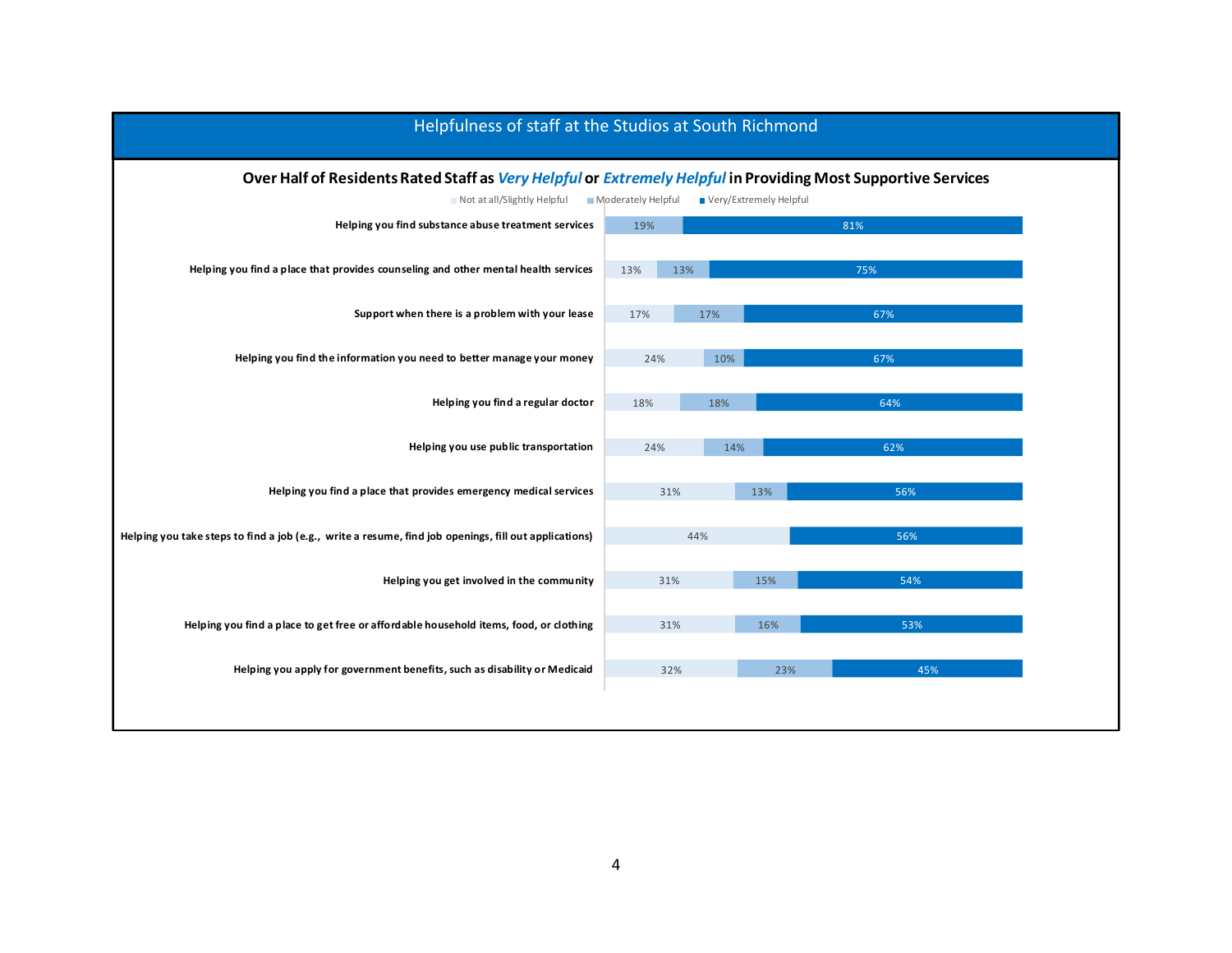## Helpfulness of staff at the Studios at South Richmond

### Over Half of Residents Rated Staff as ***Very Helpful*** or ***Extremely Helpful*** in Providing Most Supportive Services

| Service | Not at all/Slightly Helpful | Moderately Helpful | Very/Extremely Helpful |
|---|---|---|---|
| Helping you find substance abuse treatment services | | 19% | 81% |
| Helping you find a place that provides counseling and other mental health services | 13% | 13% | 75% |
| Support when there is a problem with your lease | 17% | 17% | 67% |
| Helping you find the information you need to better manage your money | 24% | 10% | 67% |
| Helping you find a regular doctor | 18% | 18% | 64% |
| Helping you use public transportation | 24% | 14% | 62% |
| Helping you find a place that provides emergency medical services | 31% | 13% | 56% |
| Helping you take steps to find a job (e.g., write a resume, find job openings, fill out applications) | 44% | | 56% |
| Helping you get involved in the community | 31% | 15% | 54% |
| Helping you find a place to get free or affordable household items, food, or clothing | 31% | 16% | 53% |
| Helping you apply for government benefits, such as disability or Medicaid | 32% | 23% | 45% |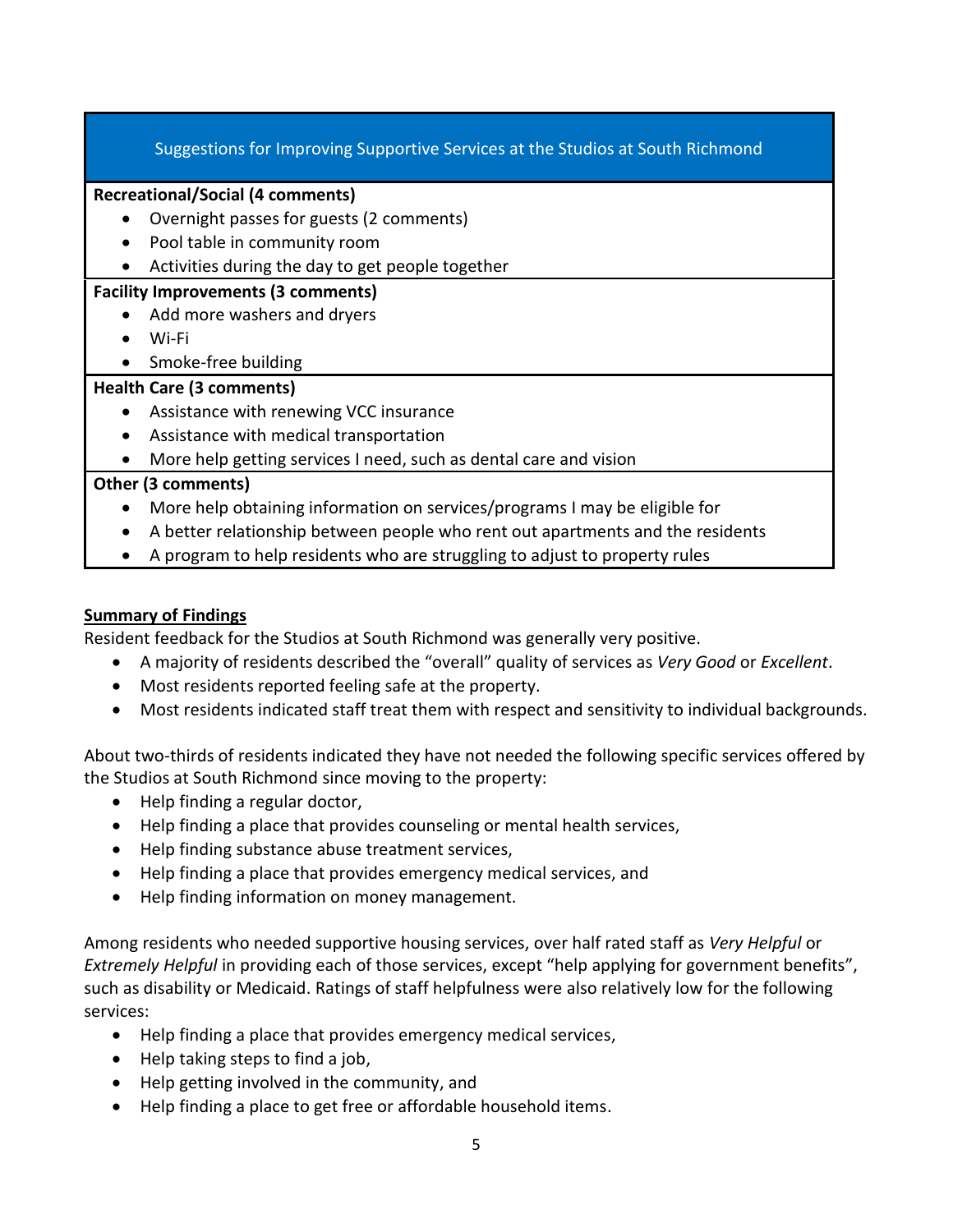| Suggestions for Improving Supportive Services at the Studios at South Richmond |
|---|
| **Recreational/Social (4 comments)**<br>• Overnight passes for guests (2 comments)<br>• Pool table in community room<br>• Activities during the day to get people together |
| **Facility Improvements (3 comments)**<br>• Add more washers and dryers<br>• Wi-Fi<br>• Smoke-free building |
| **Health Care (3 comments)**<br>• Assistance with renewing VCC insurance<br>• Assistance with medical transportation<br>• More help getting services I need, such as dental care and vision |
| **Other (3 comments)**<br>• More help obtaining information on services/programs I may be eligible for<br>• A better relationship between people who rent out apartments and the residents<br>• A program to help residents who are struggling to adjust to property rules |

## Summary of Findings

Resident feedback for the Studios at South Richmond was generally very positive.

- A majority of residents described the "overall" quality of services as *Very Good* or *Excellent*.
- Most residents reported feeling safe at the property.
- Most residents indicated staff treat them with respect and sensitivity to individual backgrounds.

About two-thirds of residents indicated they have not needed the following specific services offered by the Studios at South Richmond since moving to the property:

- Help finding a regular doctor,
- Help finding a place that provides counseling or mental health services,
- Help finding substance abuse treatment services,
- Help finding a place that provides emergency medical services, and
- Help finding information on money management.

Among residents who needed supportive housing services, over half rated staff as *Very Helpful* or *Extremely Helpful* in providing each of those services, except "help applying for government benefits", such as disability or Medicaid. Ratings of staff helpfulness were also relatively low for the following services:

- Help finding a place that provides emergency medical services,
- Help taking steps to find a job,
- Help getting involved in the community, and
- Help finding a place to get free or affordable household items.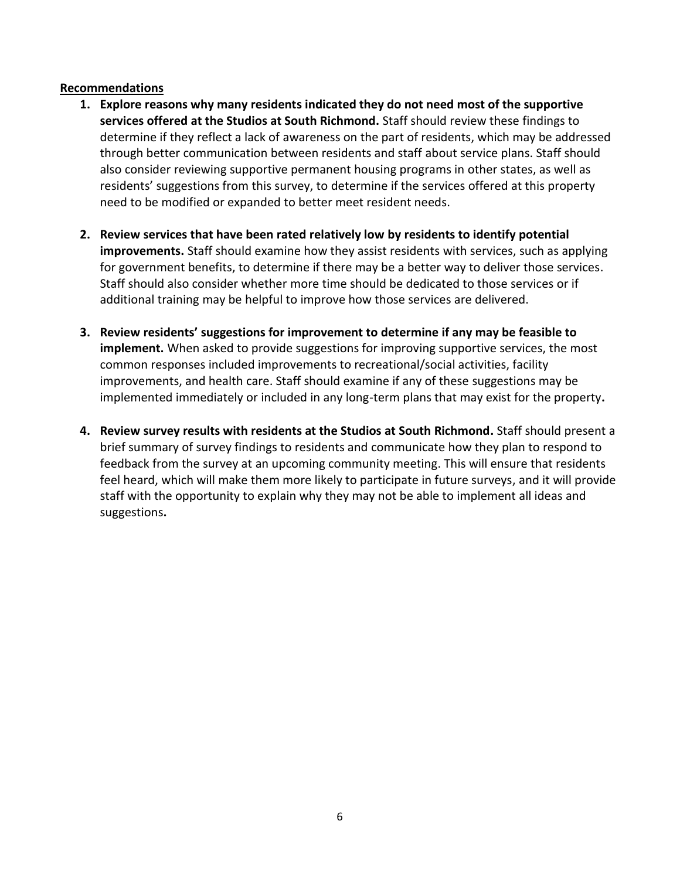## Recommendations

1. **Explore reasons why many residents indicated they do not need most of the supportive services offered at the Studios at South Richmond.** Staff should review these findings to determine if they reflect a lack of awareness on the part of residents, which may be addressed through better communication between residents and staff about service plans. Staff should also consider reviewing supportive permanent housing programs in other states, as well as residents' suggestions from this survey, to determine if the services offered at this property need to be modified or expanded to better meet resident needs.

2. **Review services that have been rated relatively low by residents to identify potential improvements.** Staff should examine how they assist residents with services, such as applying for government benefits, to determine if there may be a better way to deliver those services. Staff should also consider whether more time should be dedicated to those services or if additional training may be helpful to improve how those services are delivered.

3. **Review residents' suggestions for improvement to determine if any may be feasible to implement.** When asked to provide suggestions for improving supportive services, the most common responses included improvements to recreational/social activities, facility improvements, and health care. Staff should examine if any of these suggestions may be implemented immediately or included in any long-term plans that may exist for the property.

4. **Review survey results with residents at the Studios at South Richmond.** Staff should present a brief summary of survey findings to residents and communicate how they plan to respond to feedback from the survey at an upcoming community meeting. This will ensure that residents feel heard, which will make them more likely to participate in future surveys, and it will provide staff with the opportunity to explain why they may not be able to implement all ideas and suggestions.